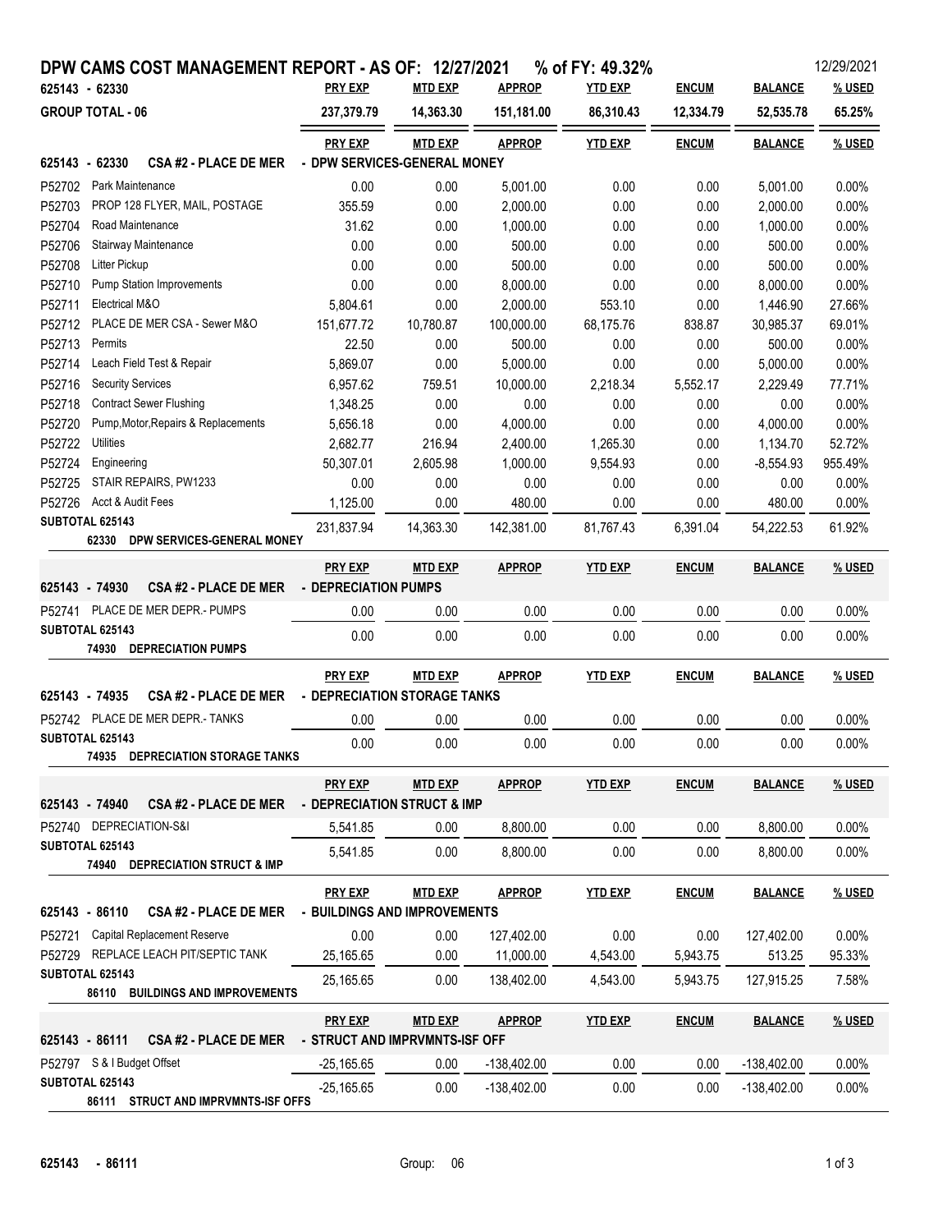# DPW CAMS COST MANAGEMENT REPORT - AS OF: 12/27/2021 % of FY: 49.32%

12/29/2021

| 625143 - 62330 | PRY EXP | MTD EXP | APPROP | YTD EXP | ENCUM | BALANCE | % USED |
|---|---|---|---|---|---|---|---|
| **GROUP TOTAL - 06** | 237,379.79 | 14,363.30 | 151,181.00 | 86,310.43 | 12,334.79 | 52,535.78 | 65.25% |

## 625143 - 62330 CSA #2 - PLACE DE MER - DPW SERVICES-GENERAL MONEY

| | | PRY EXP | MTD EXP | APPROP | YTD EXP | ENCUM | BALANCE | % USED |
|---|---|---|---|---|---|---|---|---|
| P52702 | Park Maintenance | 0.00 | 0.00 | 5,001.00 | 0.00 | 0.00 | 5,001.00 | 0.00% |
| P52703 | PROP 128 FLYER, MAIL, POSTAGE | 355.59 | 0.00 | 2,000.00 | 0.00 | 0.00 | 2,000.00 | 0.00% |
| P52704 | Road Maintenance | 31.62 | 0.00 | 1,000.00 | 0.00 | 0.00 | 1,000.00 | 0.00% |
| P52706 | Stairway Maintenance | 0.00 | 0.00 | 500.00 | 0.00 | 0.00 | 500.00 | 0.00% |
| P52708 | Litter Pickup | 0.00 | 0.00 | 500.00 | 0.00 | 0.00 | 500.00 | 0.00% |
| P52710 | Pump Station Improvements | 0.00 | 0.00 | 8,000.00 | 0.00 | 0.00 | 8,000.00 | 0.00% |
| P52711 | Electrical M&O | 5,804.61 | 0.00 | 2,000.00 | 553.10 | 0.00 | 1,446.90 | 27.66% |
| P52712 | PLACE DE MER CSA - Sewer M&O | 151,677.72 | 10,780.87 | 100,000.00 | 68,175.76 | 838.87 | 30,985.37 | 69.01% |
| P52713 | Permits | 22.50 | 0.00 | 500.00 | 0.00 | 0.00 | 500.00 | 0.00% |
| P52714 | Leach Field Test & Repair | 5,869.07 | 0.00 | 5,000.00 | 0.00 | 0.00 | 5,000.00 | 0.00% |
| P52716 | Security Services | 6,957.62 | 759.51 | 10,000.00 | 2,218.34 | 5,552.17 | 2,229.49 | 77.71% |
| P52718 | Contract Sewer Flushing | 1,348.25 | 0.00 | 0.00 | 0.00 | 0.00 | 0.00 | 0.00% |
| P52720 | Pump,Motor,Repairs & Replacements | 5,656.18 | 0.00 | 4,000.00 | 0.00 | 0.00 | 4,000.00 | 0.00% |
| P52722 | Utilities | 2,682.77 | 216.94 | 2,400.00 | 1,265.30 | 0.00 | 1,134.70 | 52.72% |
| P52724 | Engineering | 50,307.01 | 2,605.98 | 1,000.00 | 9,554.93 | 0.00 | -8,554.93 | 955.49% |
| P52725 | STAIR REPAIRS, PW1233 | 0.00 | 0.00 | 0.00 | 0.00 | 0.00 | 0.00 | 0.00% |
| P52726 | Acct & Audit Fees | 1,125.00 | 0.00 | 480.00 | 0.00 | 0.00 | 480.00 | 0.00% |
| **SUBTOTAL 625143** | **62330 DPW SERVICES-GENERAL MONEY** | 231,837.94 | 14,363.30 | 142,381.00 | 81,767.43 | 6,391.04 | 54,222.53 | 61.92% |

## 625143 - 74930 CSA #2 - PLACE DE MER - DEPRECIATION PUMPS

| | | PRY EXP | MTD EXP | APPROP | YTD EXP | ENCUM | BALANCE | % USED |
|---|---|---|---|---|---|---|---|---|
| P52741 | PLACE DE MER DEPR.- PUMPS | 0.00 | 0.00 | 0.00 | 0.00 | 0.00 | 0.00 | 0.00% |
| **SUBTOTAL 625143** | **74930 DEPRECIATION PUMPS** | 0.00 | 0.00 | 0.00 | 0.00 | 0.00 | 0.00 | 0.00% |

## 625143 - 74935 CSA #2 - PLACE DE MER - DEPRECIATION STORAGE TANKS

| | | PRY EXP | MTD EXP | APPROP | YTD EXP | ENCUM | BALANCE | % USED |
|---|---|---|---|---|---|---|---|---|
| P52742 | PLACE DE MER DEPR.- TANKS | 0.00 | 0.00 | 0.00 | 0.00 | 0.00 | 0.00 | 0.00% |
| **SUBTOTAL 625143** | **74935 DEPRECIATION STORAGE TANKS** | 0.00 | 0.00 | 0.00 | 0.00 | 0.00 | 0.00 | 0.00% |

## 625143 - 74940 CSA #2 - PLACE DE MER - DEPRECIATION STRUCT & IMP

| | | PRY EXP | MTD EXP | APPROP | YTD EXP | ENCUM | BALANCE | % USED |
|---|---|---|---|---|---|---|---|---|
| P52740 | DEPRECIATION-S&I | 5,541.85 | 0.00 | 8,800.00 | 0.00 | 0.00 | 8,800.00 | 0.00% |
| **SUBTOTAL 625143** | **74940 DEPRECIATION STRUCT & IMP** | 5,541.85 | 0.00 | 8,800.00 | 0.00 | 0.00 | 8,800.00 | 0.00% |

## 625143 - 86110 CSA #2 - PLACE DE MER - BUILDINGS AND IMPROVEMENTS

| | | PRY EXP | MTD EXP | APPROP | YTD EXP | ENCUM | BALANCE | % USED |
|---|---|---|---|---|---|---|---|---|
| P52721 | Capital Replacement Reserve | 0.00 | 0.00 | 127,402.00 | 0.00 | 0.00 | 127,402.00 | 0.00% |
| P52729 | REPLACE LEACH PIT/SEPTIC TANK | 25,165.65 | 0.00 | 11,000.00 | 4,543.00 | 5,943.75 | 513.25 | 95.33% |
| **SUBTOTAL 625143** | **86110 BUILDINGS AND IMPROVEMENTS** | 25,165.65 | 0.00 | 138,402.00 | 4,543.00 | 5,943.75 | 127,915.25 | 7.58% |

## 625143 - 86111 CSA #2 - PLACE DE MER - STRUCT AND IMPRVMNTS-ISF OFF

| | | PRY EXP | MTD EXP | APPROP | YTD EXP | ENCUM | BALANCE | % USED |
|---|---|---|---|---|---|---|---|---|
| P52797 | S & I Budget Offset | -25,165.65 | 0.00 | -138,402.00 | 0.00 | 0.00 | -138,402.00 | 0.00% |
| **SUBTOTAL 625143** | **86111 STRUCT AND IMPRVMNTS-ISF OFFS** | -25,165.65 | 0.00 | -138,402.00 | 0.00 | 0.00 | -138,402.00 | 0.00% |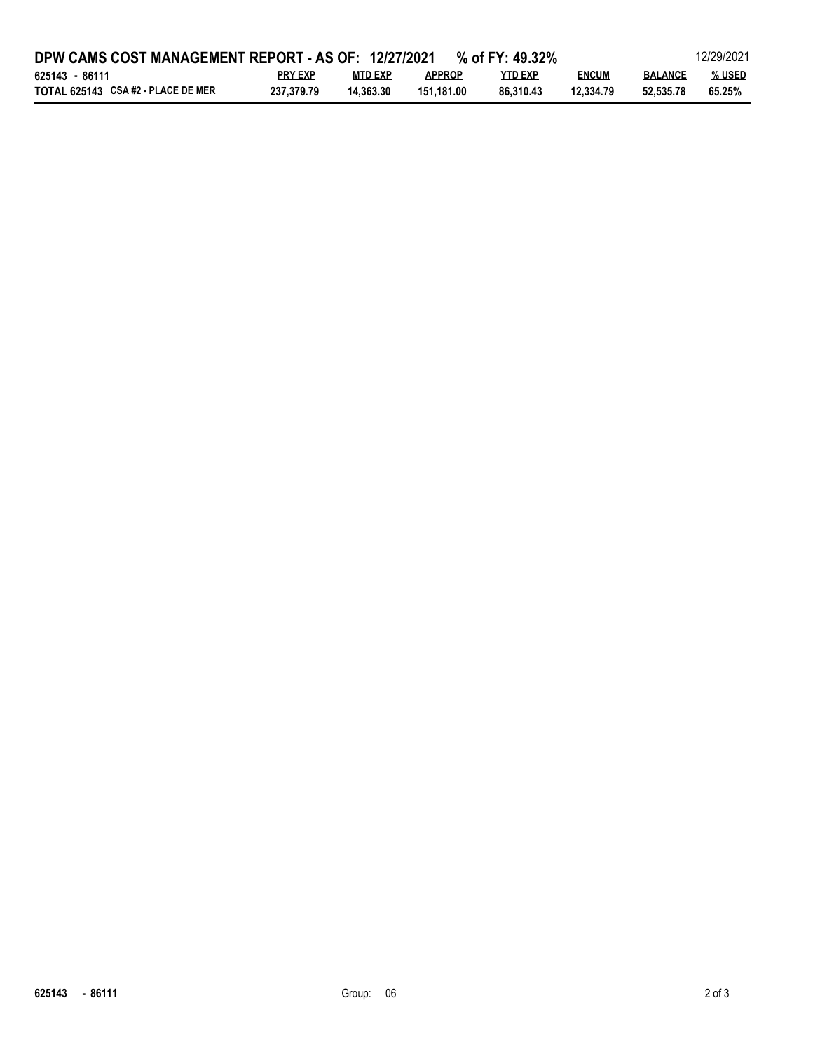# DPW CAMS COST MANAGEMENT REPORT - AS OF: 12/27/2021 % of FY: 49.32%

12/29/2021

| 625143 - 86111 | PRY EXP | MTD EXP | APPROP | YTD EXP | ENCUM | BALANCE | % USED |
|---|---|---|---|---|---|---|---|
| TOTAL 625143 CSA #2 - PLACE DE MER | 237,379.79 | 14,363.30 | 151,181.00 | 86,310.43 | 12,334.79 | 52,535.78 | 65.25% |

625143 - 86111 Group: 06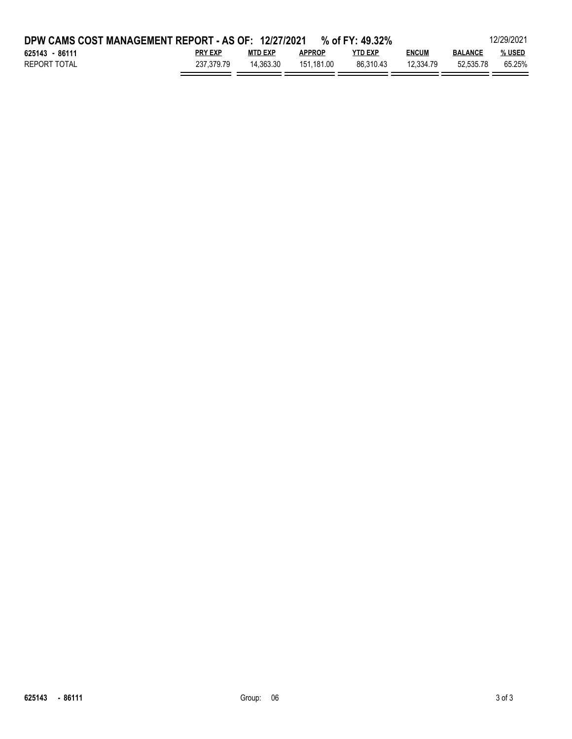# DPW CAMS COST MANAGEMENT REPORT - AS OF: 12/27/2021 % of FY: 49.32%

12/29/2021

| 625143 - 86111 | PRY EXP | MTD EXP | APPROP | YTD EXP | ENCUM | BALANCE | % USED |
|---|---|---|---|---|---|---|---|
| REPORT TOTAL | 237,379.79 | 14,363.30 | 151,181.00 | 86,310.43 | 12,334.79 | 52,535.78 | 65.25% |

625143 - 86111 Group: 06